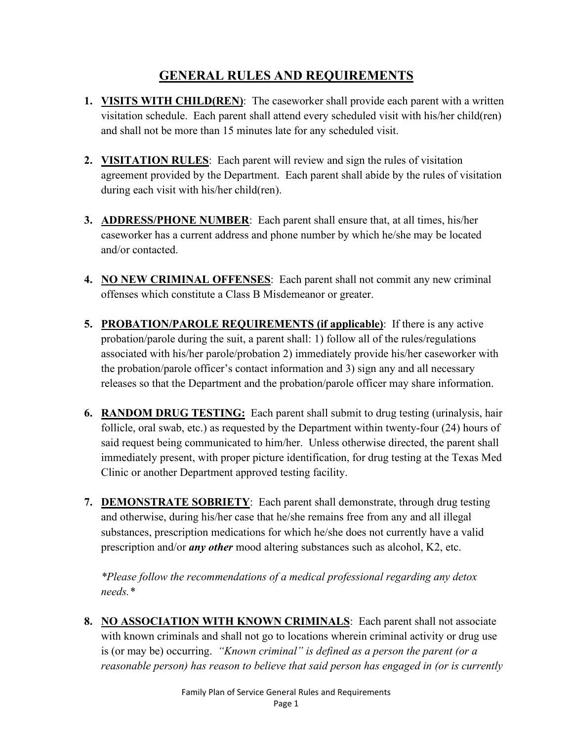# GENERAL RULES AND REQUIREMENTS

1. **VISITS WITH CHILD(REN)**: The caseworker shall provide each parent with a written visitation schedule. Each parent shall attend every scheduled visit with his/her child(ren) and shall not be more than 15 minutes late for any scheduled visit.

2. **VISITATION RULES**: Each parent will review and sign the rules of visitation agreement provided by the Department. Each parent shall abide by the rules of visitation during each visit with his/her child(ren).

3. **ADDRESS/PHONE NUMBER**: Each parent shall ensure that, at all times, his/her caseworker has a current address and phone number by which he/she may be located and/or contacted.

4. **NO NEW CRIMINAL OFFENSES**: Each parent shall not commit any new criminal offenses which constitute a Class B Misdemeanor or greater.

5. **PROBATION/PAROLE REQUIREMENTS (if applicable)**: If there is any active probation/parole during the suit, a parent shall: 1) follow all of the rules/regulations associated with his/her parole/probation 2) immediately provide his/her caseworker with the probation/parole officer's contact information and 3) sign any and all necessary releases so that the Department and the probation/parole officer may share information.

6. **RANDOM DRUG TESTING:** Each parent shall submit to drug testing (urinalysis, hair follicle, oral swab, etc.) as requested by the Department within twenty-four (24) hours of said request being communicated to him/her. Unless otherwise directed, the parent shall immediately present, with proper picture identification, for drug testing at the Texas Med Clinic or another Department approved testing facility.

7. **DEMONSTRATE SOBRIETY**: Each parent shall demonstrate, through drug testing and otherwise, during his/her case that he/she remains free from any and all illegal substances, prescription medications for which he/she does not currently have a valid prescription and/or ***any other*** mood altering substances such as alcohol, K2, etc.

   *\*Please follow the recommendations of a medical professional regarding any detox needs.\**

8. **NO ASSOCIATION WITH KNOWN CRIMINALS**: Each parent shall not associate with known criminals and shall not go to locations wherein criminal activity or drug use is (or may be) occurring. *"Known criminal" is defined as a person the parent (or a reasonable person) has reason to believe that said person has engaged in (or is currently*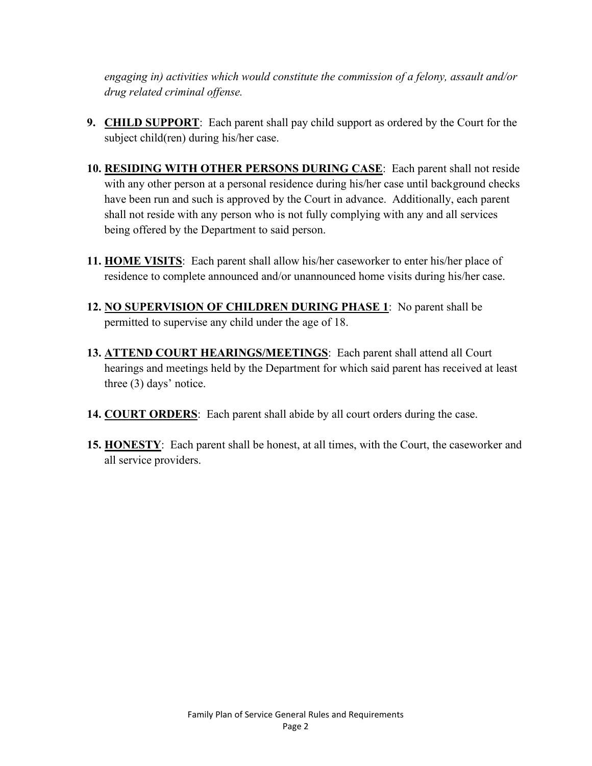*engaging in) activities which would constitute the commission of a felony, assault and/or drug related criminal offense.*

9. **<u>CHILD SUPPORT</u>**: Each parent shall pay child support as ordered by the Court for the subject child(ren) during his/her case.

10. **<u>RESIDING WITH OTHER PERSONS DURING CASE</u>**: Each parent shall not reside with any other person at a personal residence during his/her case until background checks have been run and such is approved by the Court in advance. Additionally, each parent shall not reside with any person who is not fully complying with any and all services being offered by the Department to said person.

11. **<u>HOME VISITS</u>**: Each parent shall allow his/her caseworker to enter his/her place of residence to complete announced and/or unannounced home visits during his/her case.

12. **<u>NO SUPERVISION OF CHILDREN DURING PHASE 1</u>**: No parent shall be permitted to supervise any child under the age of 18.

13. **<u>ATTEND COURT HEARINGS/MEETINGS</u>**: Each parent shall attend all Court hearings and meetings held by the Department for which said parent has received at least three (3) days' notice.

14. **<u>COURT ORDERS</u>**: Each parent shall abide by all court orders during the case.

15. **<u>HONESTY</u>**: Each parent shall be honest, at all times, with the Court, the caseworker and all service providers.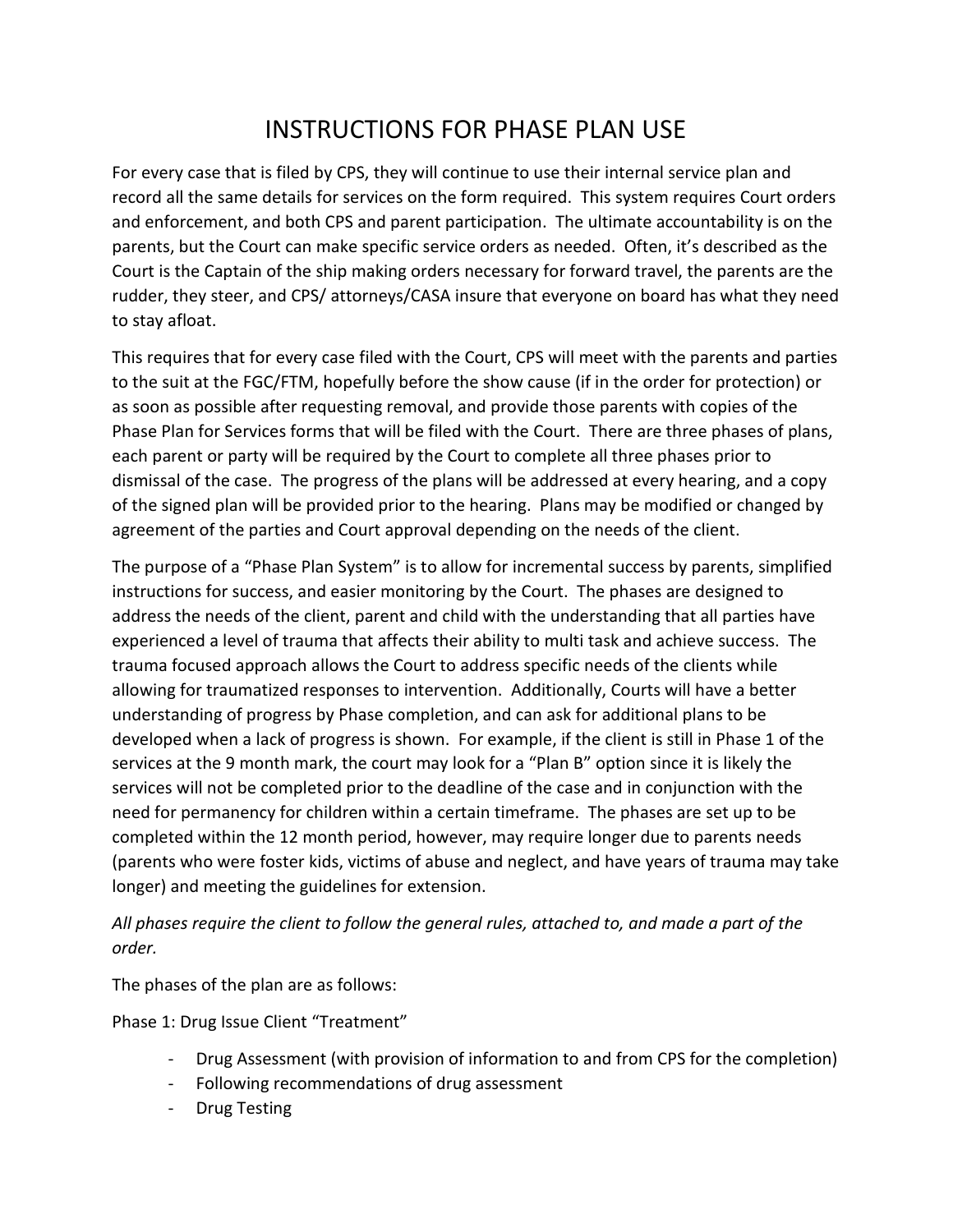# INSTRUCTIONS FOR PHASE PLAN USE

For every case that is filed by CPS, they will continue to use their internal service plan and record all the same details for services on the form required. This system requires Court orders and enforcement, and both CPS and parent participation. The ultimate accountability is on the parents, but the Court can make specific service orders as needed. Often, it's described as the Court is the Captain of the ship making orders necessary for forward travel, the parents are the rudder, they steer, and CPS/ attorneys/CASA insure that everyone on board has what they need to stay afloat.

This requires that for every case filed with the Court, CPS will meet with the parents and parties to the suit at the FGC/FTM, hopefully before the show cause (if in the order for protection) or as soon as possible after requesting removal, and provide those parents with copies of the Phase Plan for Services forms that will be filed with the Court. There are three phases of plans, each parent or party will be required by the Court to complete all three phases prior to dismissal of the case. The progress of the plans will be addressed at every hearing, and a copy of the signed plan will be provided prior to the hearing. Plans may be modified or changed by agreement of the parties and Court approval depending on the needs of the client.

The purpose of a "Phase Plan System" is to allow for incremental success by parents, simplified instructions for success, and easier monitoring by the Court. The phases are designed to address the needs of the client, parent and child with the understanding that all parties have experienced a level of trauma that affects their ability to multi task and achieve success. The trauma focused approach allows the Court to address specific needs of the clients while allowing for traumatized responses to intervention. Additionally, Courts will have a better understanding of progress by Phase completion, and can ask for additional plans to be developed when a lack of progress is shown. For example, if the client is still in Phase 1 of the services at the 9 month mark, the court may look for a "Plan B" option since it is likely the services will not be completed prior to the deadline of the case and in conjunction with the need for permanency for children within a certain timeframe. The phases are set up to be completed within the 12 month period, however, may require longer due to parents needs (parents who were foster kids, victims of abuse and neglect, and have years of trauma may take longer) and meeting the guidelines for extension.

*All phases require the client to follow the general rules, attached to, and made a part of the order.*

The phases of the plan are as follows:

Phase 1: Drug Issue Client "Treatment"

- Drug Assessment (with provision of information to and from CPS for the completion)
- Following recommendations of drug assessment
- Drug Testing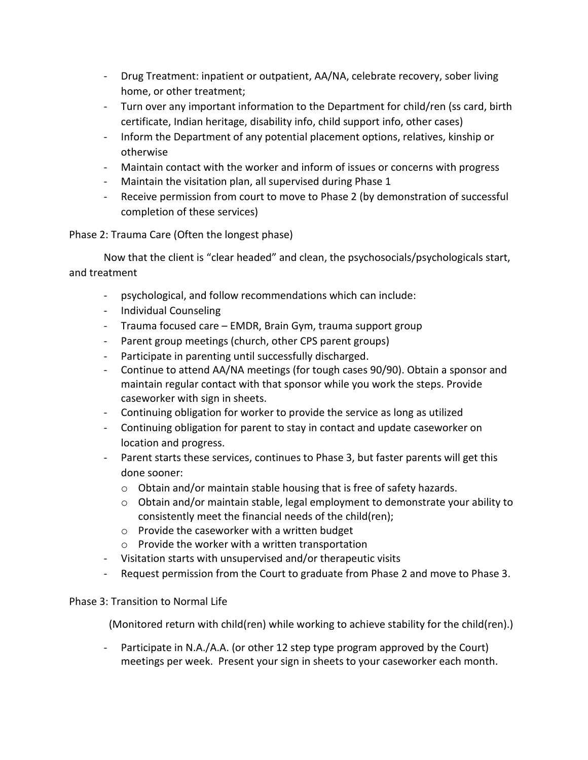- Drug Treatment: inpatient or outpatient, AA/NA, celebrate recovery, sober living home, or other treatment;
- Turn over any important information to the Department for child/ren (ss card, birth certificate, Indian heritage, disability info, child support info, other cases)
- Inform the Department of any potential placement options, relatives, kinship or otherwise
- Maintain contact with the worker and inform of issues or concerns with progress
- Maintain the visitation plan, all supervised during Phase 1
- Receive permission from court to move to Phase 2 (by demonstration of successful completion of these services)

Phase 2: Trauma Care (Often the longest phase)

Now that the client is "clear headed" and clean, the psychosocials/psychologicals start, and treatment

- psychological, and follow recommendations which can include:
- Individual Counseling
- Trauma focused care – EMDR, Brain Gym, trauma support group
- Parent group meetings (church, other CPS parent groups)
- Participate in parenting until successfully discharged.
- Continue to attend AA/NA meetings (for tough cases 90/90). Obtain a sponsor and maintain regular contact with that sponsor while you work the steps. Provide caseworker with sign in sheets.
- Continuing obligation for worker to provide the service as long as utilized
- Continuing obligation for parent to stay in contact and update caseworker on location and progress.
- Parent starts these services, continues to Phase 3, but faster parents will get this done sooner:
  - Obtain and/or maintain stable housing that is free of safety hazards.
  - Obtain and/or maintain stable, legal employment to demonstrate your ability to consistently meet the financial needs of the child(ren);
  - Provide the caseworker with a written budget
  - Provide the worker with a written transportation
- Visitation starts with unsupervised and/or therapeutic visits
- Request permission from the Court to graduate from Phase 2 and move to Phase 3.

Phase 3: Transition to Normal Life

(Monitored return with child(ren) while working to achieve stability for the child(ren).)

- Participate in N.A./A.A. (or other 12 step type program approved by the Court) meetings per week. Present your sign in sheets to your caseworker each month.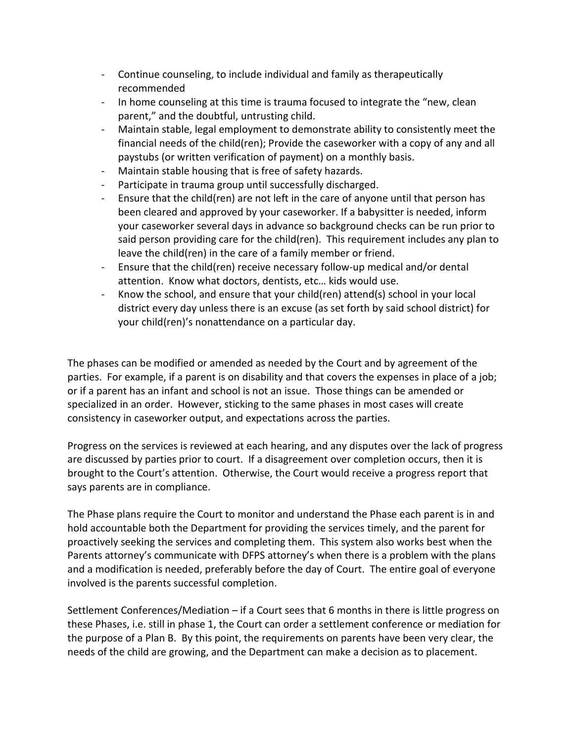- Continue counseling, to include individual and family as therapeutically recommended
- In home counseling at this time is trauma focused to integrate the "new, clean parent," and the doubtful, untrusting child.
- Maintain stable, legal employment to demonstrate ability to consistently meet the financial needs of the child(ren); Provide the caseworker with a copy of any and all paystubs (or written verification of payment) on a monthly basis.
- Maintain stable housing that is free of safety hazards.
- Participate in trauma group until successfully discharged.
- Ensure that the child(ren) are not left in the care of anyone until that person has been cleared and approved by your caseworker. If a babysitter is needed, inform your caseworker several days in advance so background checks can be run prior to said person providing care for the child(ren). This requirement includes any plan to leave the child(ren) in the care of a family member or friend.
- Ensure that the child(ren) receive necessary follow-up medical and/or dental attention. Know what doctors, dentists, etc… kids would use.
- Know the school, and ensure that your child(ren) attend(s) school in your local district every day unless there is an excuse (as set forth by said school district) for your child(ren)'s nonattendance on a particular day.

The phases can be modified or amended as needed by the Court and by agreement of the parties. For example, if a parent is on disability and that covers the expenses in place of a job; or if a parent has an infant and school is not an issue. Those things can be amended or specialized in an order. However, sticking to the same phases in most cases will create consistency in caseworker output, and expectations across the parties.

Progress on the services is reviewed at each hearing, and any disputes over the lack of progress are discussed by parties prior to court. If a disagreement over completion occurs, then it is brought to the Court's attention. Otherwise, the Court would receive a progress report that says parents are in compliance.

The Phase plans require the Court to monitor and understand the Phase each parent is in and hold accountable both the Department for providing the services timely, and the parent for proactively seeking the services and completing them. This system also works best when the Parents attorney's communicate with DFPS attorney's when there is a problem with the plans and a modification is needed, preferably before the day of Court. The entire goal of everyone involved is the parents successful completion.

Settlement Conferences/Mediation – if a Court sees that 6 months in there is little progress on these Phases, i.e. still in phase 1, the Court can order a settlement conference or mediation for the purpose of a Plan B. By this point, the requirements on parents have been very clear, the needs of the child are growing, and the Department can make a decision as to placement.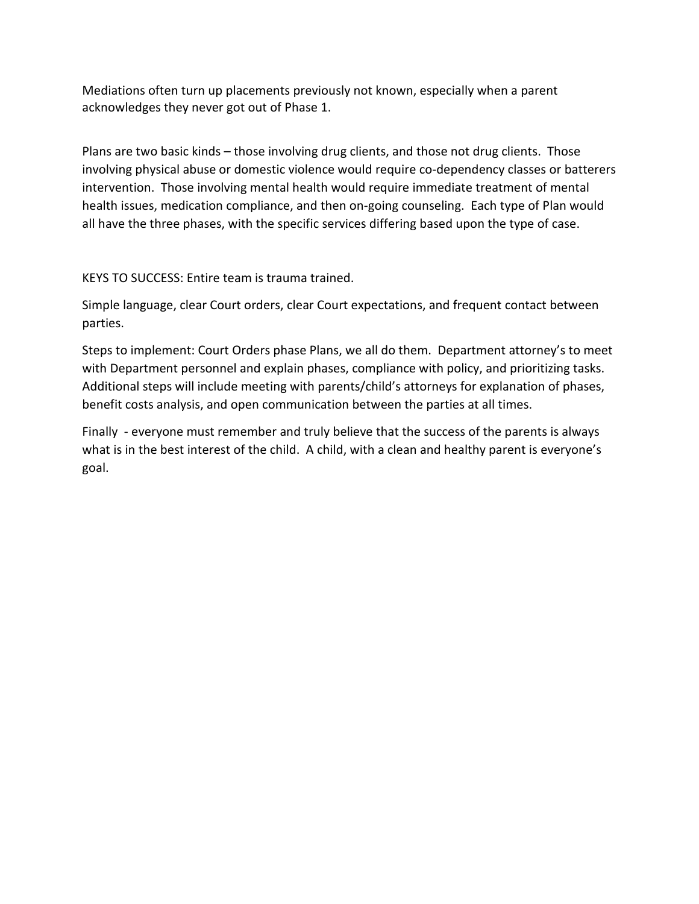Mediations often turn up placements previously not known, especially when a parent acknowledges they never got out of Phase 1.

Plans are two basic kinds – those involving drug clients, and those not drug clients. Those involving physical abuse or domestic violence would require co-dependency classes or batterers intervention. Those involving mental health would require immediate treatment of mental health issues, medication compliance, and then on-going counseling. Each type of Plan would all have the three phases, with the specific services differing based upon the type of case.

KEYS TO SUCCESS: Entire team is trauma trained.

Simple language, clear Court orders, clear Court expectations, and frequent contact between parties.

Steps to implement: Court Orders phase Plans, we all do them. Department attorney's to meet with Department personnel and explain phases, compliance with policy, and prioritizing tasks. Additional steps will include meeting with parents/child's attorneys for explanation of phases, benefit costs analysis, and open communication between the parties at all times.

Finally - everyone must remember and truly believe that the success of the parents is always what is in the best interest of the child. A child, with a clean and healthy parent is everyone's goal.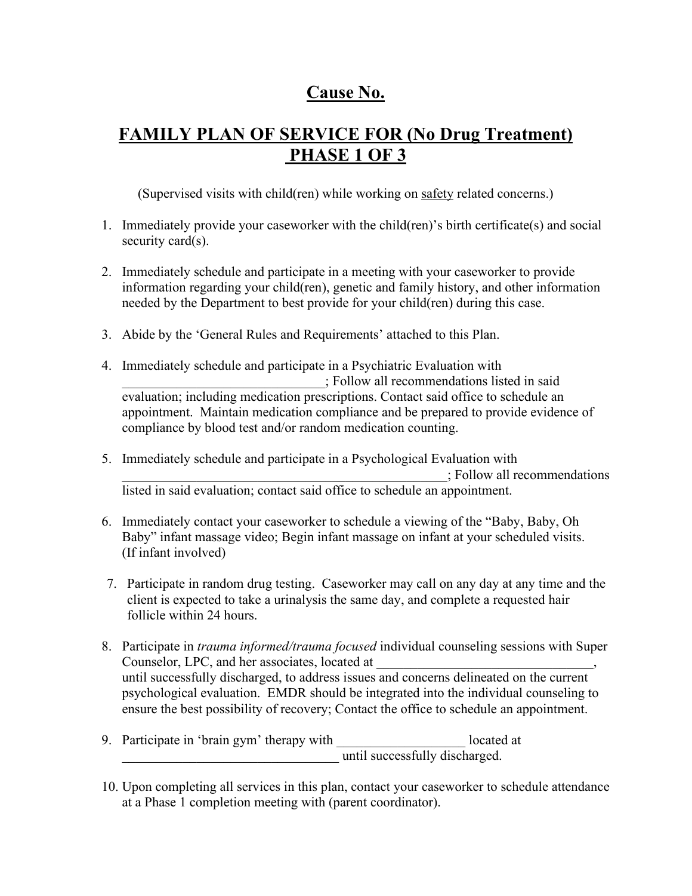# Cause No.

## FAMILY PLAN OF SERVICE FOR (No Drug Treatment) PHASE 1 OF 3

(Supervised visits with child(ren) while working on safety related concerns.)

1. Immediately provide your caseworker with the child(ren)'s birth certificate(s) and social security card(s).

2. Immediately schedule and participate in a meeting with your caseworker to provide information regarding your child(ren), genetic and family history, and other information needed by the Department to best provide for your child(ren) during this case.

3. Abide by the 'General Rules and Requirements' attached to this Plan.

4. Immediately schedule and participate in a Psychiatric Evaluation with ______________________________; Follow all recommendations listed in said evaluation; including medication prescriptions. Contact said office to schedule an appointment. Maintain medication compliance and be prepared to provide evidence of compliance by blood test and/or random medication counting.

5. Immediately schedule and participate in a Psychological Evaluation with __________________________________________________; Follow all recommendations listed in said evaluation; contact said office to schedule an appointment.

6. Immediately contact your caseworker to schedule a viewing of the "Baby, Baby, Oh Baby" infant massage video; Begin infant massage on infant at your scheduled visits. (If infant involved)

7. Participate in random drug testing. Caseworker may call on any day at any time and the client is expected to take a urinalysis the same day, and complete a requested hair follicle within 24 hours.

8. Participate in *trauma informed/trauma focused* individual counseling sessions with Super Counselor, LPC, and her associates, located at ________________________________, until successfully discharged, to address issues and concerns delineated on the current psychological evaluation. EMDR should be integrated into the individual counseling to ensure the best possibility of recovery; Contact the office to schedule an appointment.

9. Participate in 'brain gym' therapy with ___________________ located at ________________________________ until successfully discharged.

10. Upon completing all services in this plan, contact your caseworker to schedule attendance at a Phase 1 completion meeting with (parent coordinator).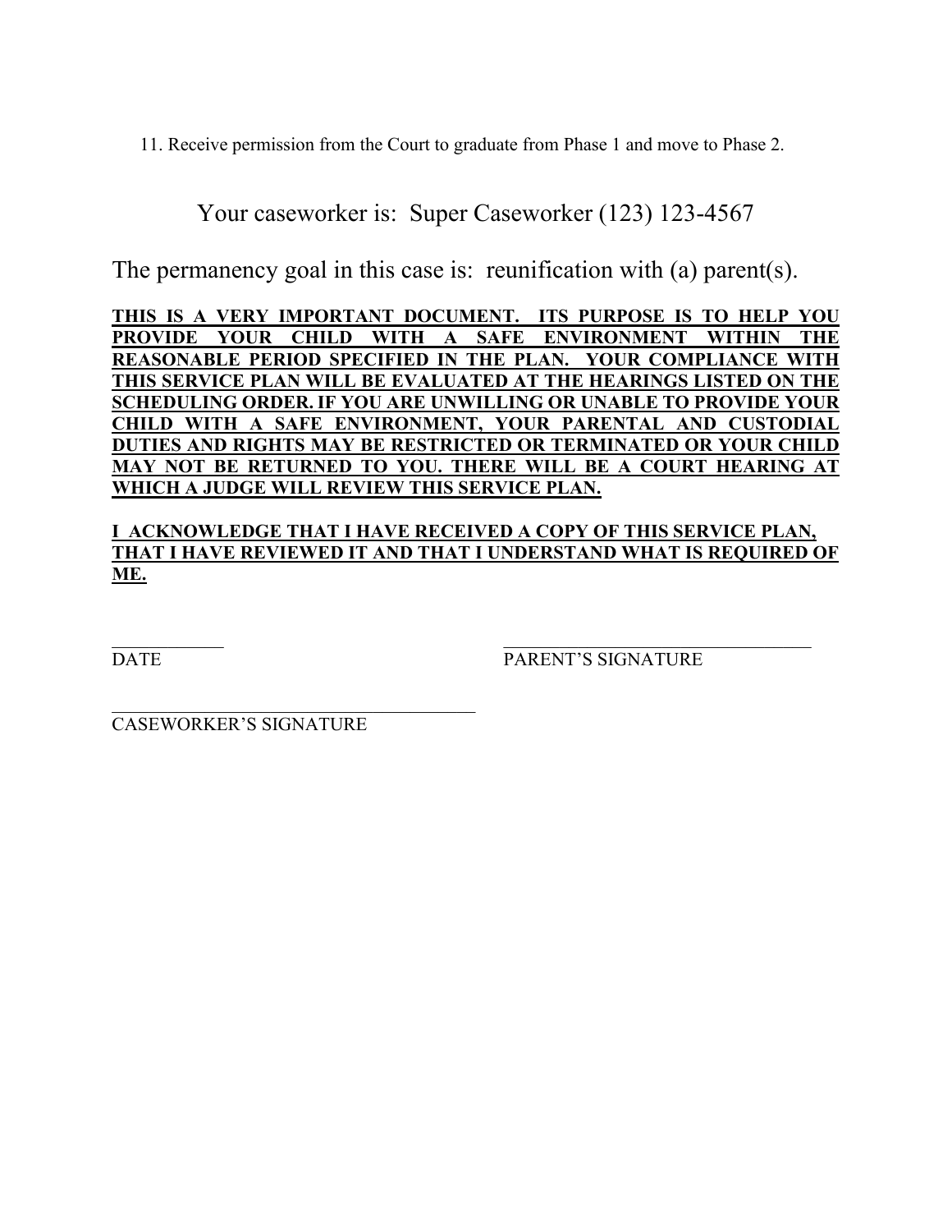11. Receive permission from the Court to graduate from Phase 1 and move to Phase 2.

Your caseworker is: Super Caseworker (123) 123-4567

The permanency goal in this case is: reunification with (a) parent(s).

**THIS IS A VERY IMPORTANT DOCUMENT. ITS PURPOSE IS TO HELP YOU PROVIDE YOUR CHILD WITH A SAFE ENVIRONMENT WITHIN THE REASONABLE PERIOD SPECIFIED IN THE PLAN. YOUR COMPLIANCE WITH THIS SERVICE PLAN WILL BE EVALUATED AT THE HEARINGS LISTED ON THE SCHEDULING ORDER. IF YOU ARE UNWILLING OR UNABLE TO PROVIDE YOUR CHILD WITH A SAFE ENVIRONMENT, YOUR PARENTAL AND CUSTODIAL DUTIES AND RIGHTS MAY BE RESTRICTED OR TERMINATED OR YOUR CHILD MAY NOT BE RETURNED TO YOU. THERE WILL BE A COURT HEARING AT WHICH A JUDGE WILL REVIEW THIS SERVICE PLAN.**

**I ACKNOWLEDGE THAT I HAVE RECEIVED A COPY OF THIS SERVICE PLAN, THAT I HAVE REVIEWED IT AND THAT I UNDERSTAND WHAT IS REQUIRED OF ME.**

\_\_\_\_\_\_\_\_\_\_\_\_ \_\_\_\_\_\_\_\_\_\_\_\_\_\_\_\_\_\_\_\_\_\_\_\_\_\_\_\_\_\_\_\_\_\_

DATE PARENT'S SIGNATURE

\_\_\_\_\_\_\_\_\_\_\_\_\_\_\_\_\_\_\_\_\_\_\_\_\_\_\_\_\_\_\_\_\_\_\_\_\_\_\_\_

CAREWORKER'S SIGNATURE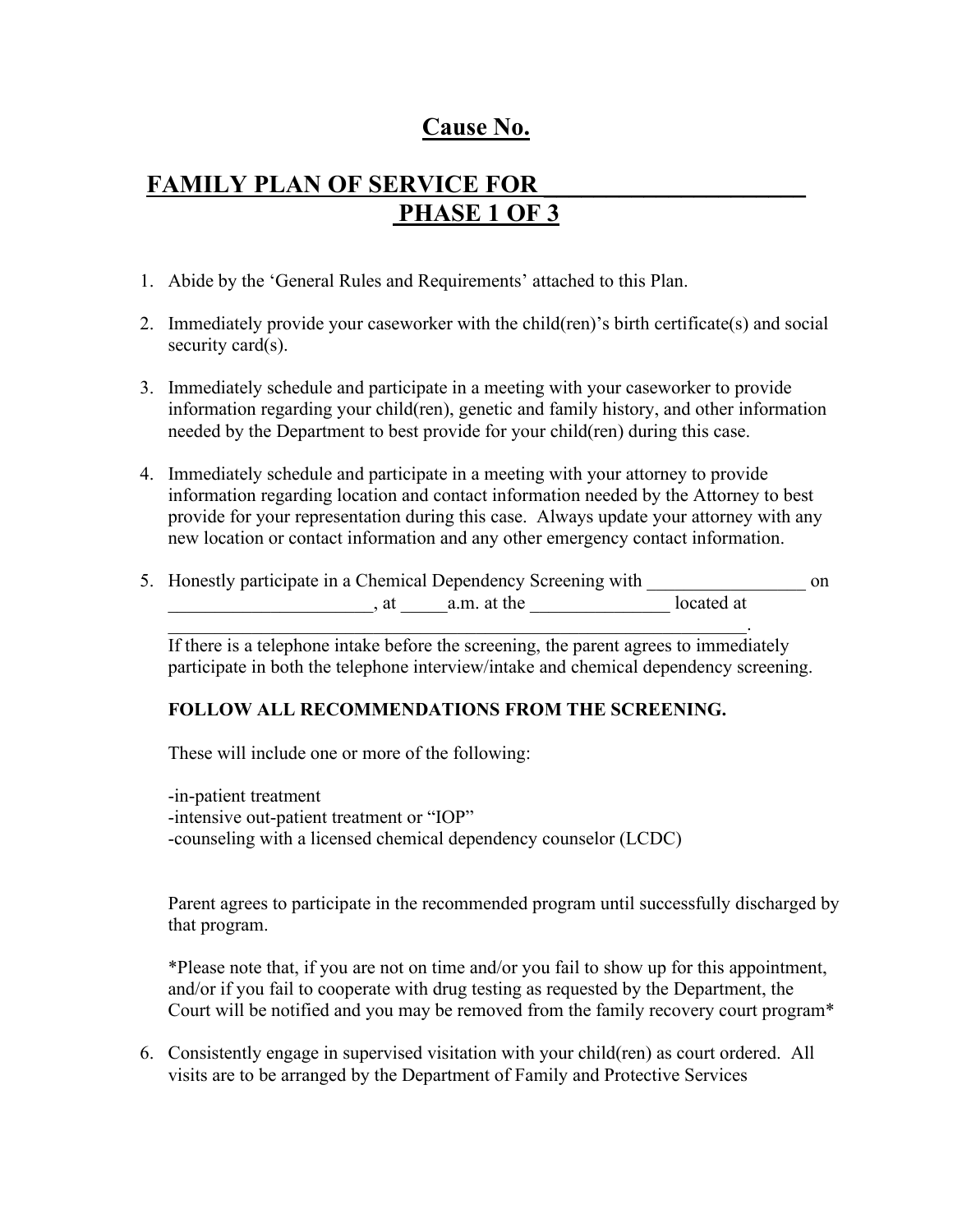# Cause No.

## FAMILY PLAN OF SERVICE FOR \_\_\_\_\_\_\_\_\_\_\_\_\_\_\_\_\_\_\_\_\_\_ PHASE 1 OF 3

1. Abide by the 'General Rules and Requirements' attached to this Plan.

2. Immediately provide your caseworker with the child(ren)'s birth certificate(s) and social security card(s).

3. Immediately schedule and participate in a meeting with your caseworker to provide information regarding your child(ren), genetic and family history, and other information needed by the Department to best provide for your child(ren) during this case.

4. Immediately schedule and participate in a meeting with your attorney to provide information regarding location and contact information needed by the Attorney to best provide for your representation during this case. Always update your attorney with any new location or contact information and any other emergency contact information.

5. Honestly participate in a Chemical Dependency Screening with \_\_\_\_\_\_\_\_\_\_\_\_\_\_\_\_\_ on \_\_\_\_\_\_\_\_\_\_\_\_\_\_\_\_\_\_\_\_\_\_, at \_\_\_\_\_a.m. at the \_\_\_\_\_\_\_\_\_\_\_\_\_\_\_ located at \_\_\_\_\_\_\_\_\_\_\_\_\_\_\_\_\_\_\_\_\_\_\_\_\_\_\_\_\_\_\_\_\_\_\_\_\_\_\_\_\_\_\_\_\_\_\_\_\_\_\_\_\_\_\_\_\_\_\_\_\_\_\_\_.
   If there is a telephone intake before the screening, the parent agrees to immediately participate in both the telephone interview/intake and chemical dependency screening.

   **FOLLOW ALL RECOMMENDATIONS FROM THE SCREENING.**

   These will include one or more of the following:

   -in-patient treatment
   -intensive out-patient treatment or "IOP"
   -counseling with a licensed chemical dependency counselor (LCDC)

   Parent agrees to participate in the recommended program until successfully discharged by that program.

   *Please note that, if you are not on time and/or you fail to show up for this appointment, and/or if you fail to cooperate with drug testing as requested by the Department, the Court will be notified and you may be removed from the family recovery court program*

6. Consistently engage in supervised visitation with your child(ren) as court ordered. All visits are to be arranged by the Department of Family and Protective Services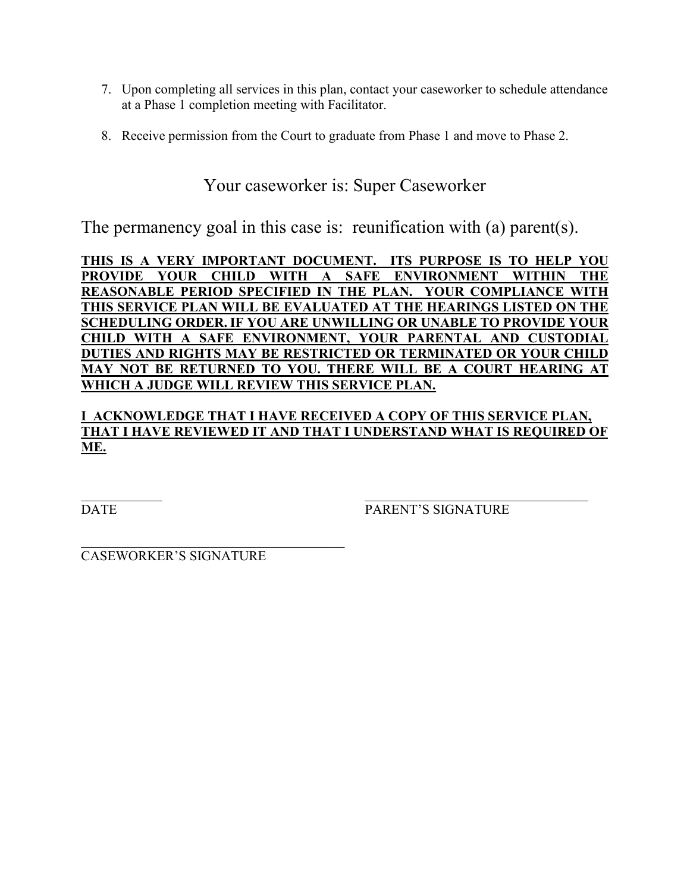7. Upon completing all services in this plan, contact your caseworker to schedule attendance at a Phase 1 completion meeting with Facilitator.

8. Receive permission from the Court to graduate from Phase 1 and move to Phase 2.

Your caseworker is: Super Caseworker

The permanency goal in this case is: reunification with (a) parent(s).

**THIS IS A VERY IMPORTANT DOCUMENT. ITS PURPOSE IS TO HELP YOU PROVIDE YOUR CHILD WITH A SAFE ENVIRONMENT WITHIN THE REASONABLE PERIOD SPECIFIED IN THE PLAN. YOUR COMPLIANCE WITH THIS SERVICE PLAN WILL BE EVALUATED AT THE HEARINGS LISTED ON THE SCHEDULING ORDER. IF YOU ARE UNWILLING OR UNABLE TO PROVIDE YOUR CHILD WITH A SAFE ENVIRONMENT, YOUR PARENTAL AND CUSTODIAL DUTIES AND RIGHTS MAY BE RESTRICTED OR TERMINATED OR YOUR CHILD MAY NOT BE RETURNED TO YOU. THERE WILL BE A COURT HEARING AT WHICH A JUDGE WILL REVIEW THIS SERVICE PLAN.**

**I ACKNOWLEDGE THAT I HAVE RECEIVED A COPY OF THIS SERVICE PLAN, THAT I HAVE REVIEWED IT AND THAT I UNDERSTAND WHAT IS REQUIRED OF ME.**

____________ ____________________________________
DATE PARENT'S SIGNATURE

____________________________________
CASEWORKER'S SIGNATURE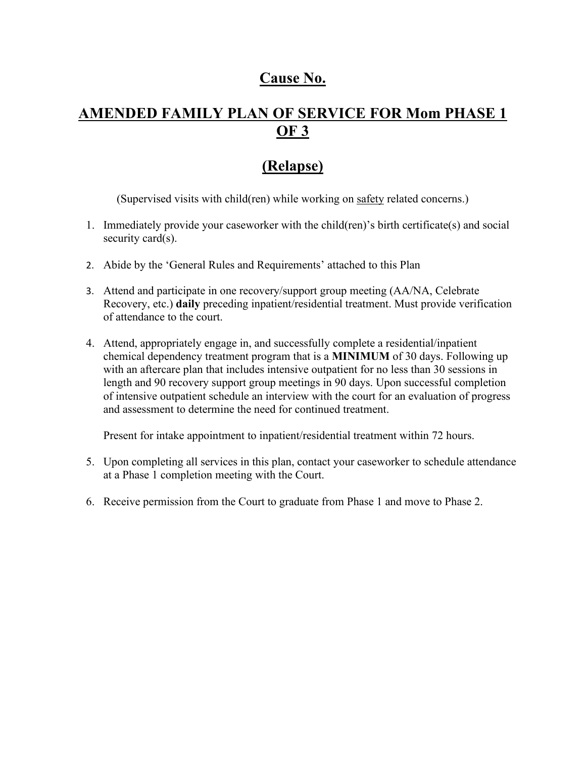# Cause No.

# AMENDED FAMILY PLAN OF SERVICE FOR Mom PHASE 1 OF 3

# (Relapse)

(Supervised visits with child(ren) while working on safety related concerns.)

1. Immediately provide your caseworker with the child(ren)'s birth certificate(s) and social security card(s).
2. Abide by the 'General Rules and Requirements' attached to this Plan
3. Attend and participate in one recovery/support group meeting (AA/NA, Celebrate Recovery, etc.) **daily** preceding inpatient/residential treatment. Must provide verification of attendance to the court.
4. Attend, appropriately engage in, and successfully complete a residential/inpatient chemical dependency treatment program that is a **MINIMUM** of 30 days. Following up with an aftercare plan that includes intensive outpatient for no less than 30 sessions in length and 90 recovery support group meetings in 90 days. Upon successful completion of intensive outpatient schedule an interview with the court for an evaluation of progress and assessment to determine the need for continued treatment.

   Present for intake appointment to inpatient/residential treatment within 72 hours.
5. Upon completing all services in this plan, contact your caseworker to schedule attendance at a Phase 1 completion meeting with the Court.
6. Receive permission from the Court to graduate from Phase 1 and move to Phase 2.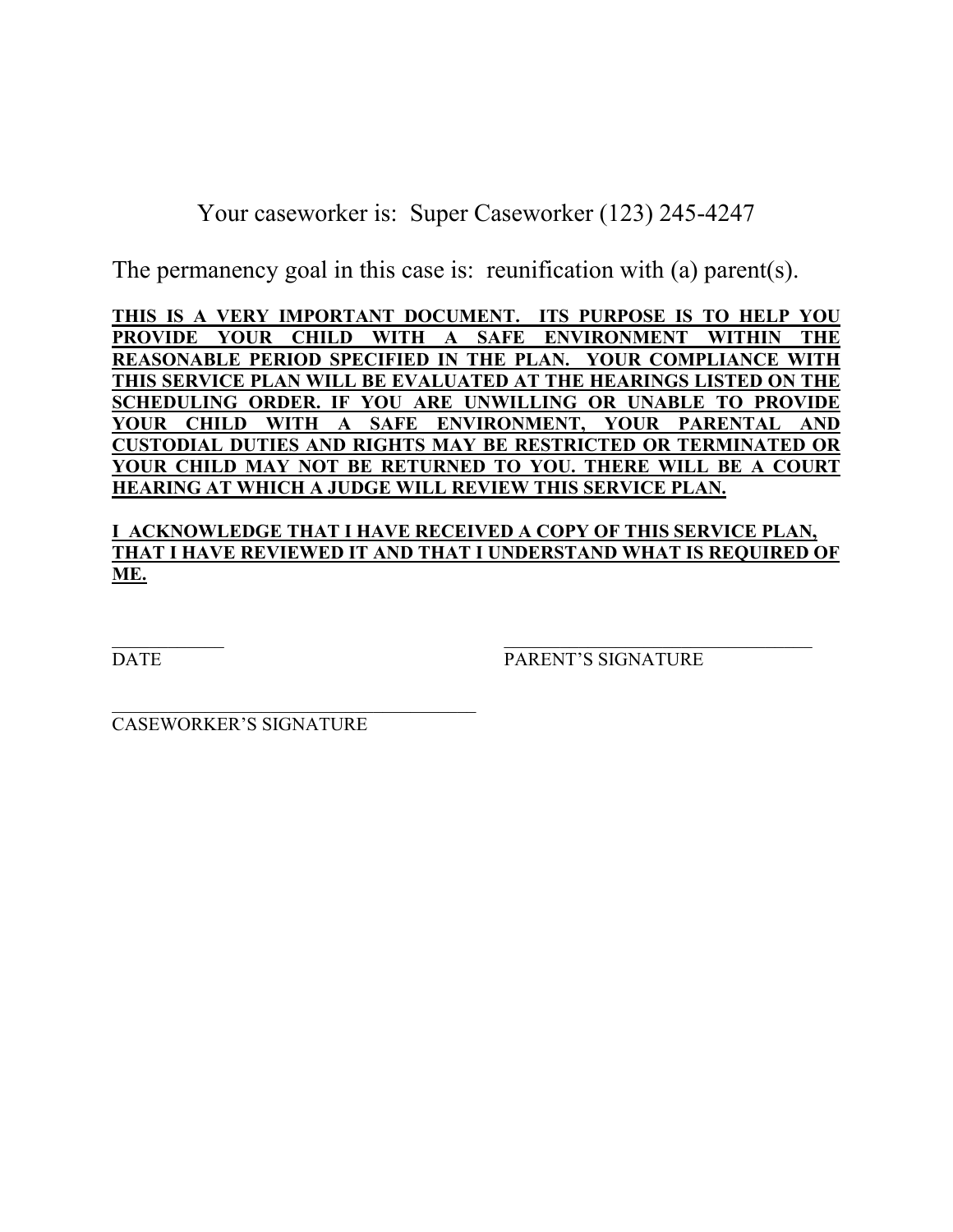Your caseworker is: Super Caseworker (123) 245-4247

The permanency goal in this case is: reunification with (a) parent(s).

**THIS IS A VERY IMPORTANT DOCUMENT. ITS PURPOSE IS TO HELP YOU PROVIDE YOUR CHILD WITH A SAFE ENVIRONMENT WITHIN THE REASONABLE PERIOD SPECIFIED IN THE PLAN. YOUR COMPLIANCE WITH THIS SERVICE PLAN WILL BE EVALUATED AT THE HEARINGS LISTED ON THE SCHEDULING ORDER. IF YOU ARE UNWILLING OR UNABLE TO PROVIDE YOUR CHILD WITH A SAFE ENVIRONMENT, YOUR PARENTAL AND CUSTODIAL DUTIES AND RIGHTS MAY BE RESTRICTED OR TERMINATED OR YOUR CHILD MAY NOT BE RETURNED TO YOU. THERE WILL BE A COURT HEARING AT WHICH A JUDGE WILL REVIEW THIS SERVICE PLAN.**

**I ACKNOWLEDGE THAT I HAVE RECEIVED A COPY OF THIS SERVICE PLAN, THAT I HAVE REVIEWED IT AND THAT I UNDERSTAND WHAT IS REQUIRED OF ME.**

____________ ________________________________

DATE PARENT'S SIGNATURE

________________________________________

CASEWORKER'S SIGNATURE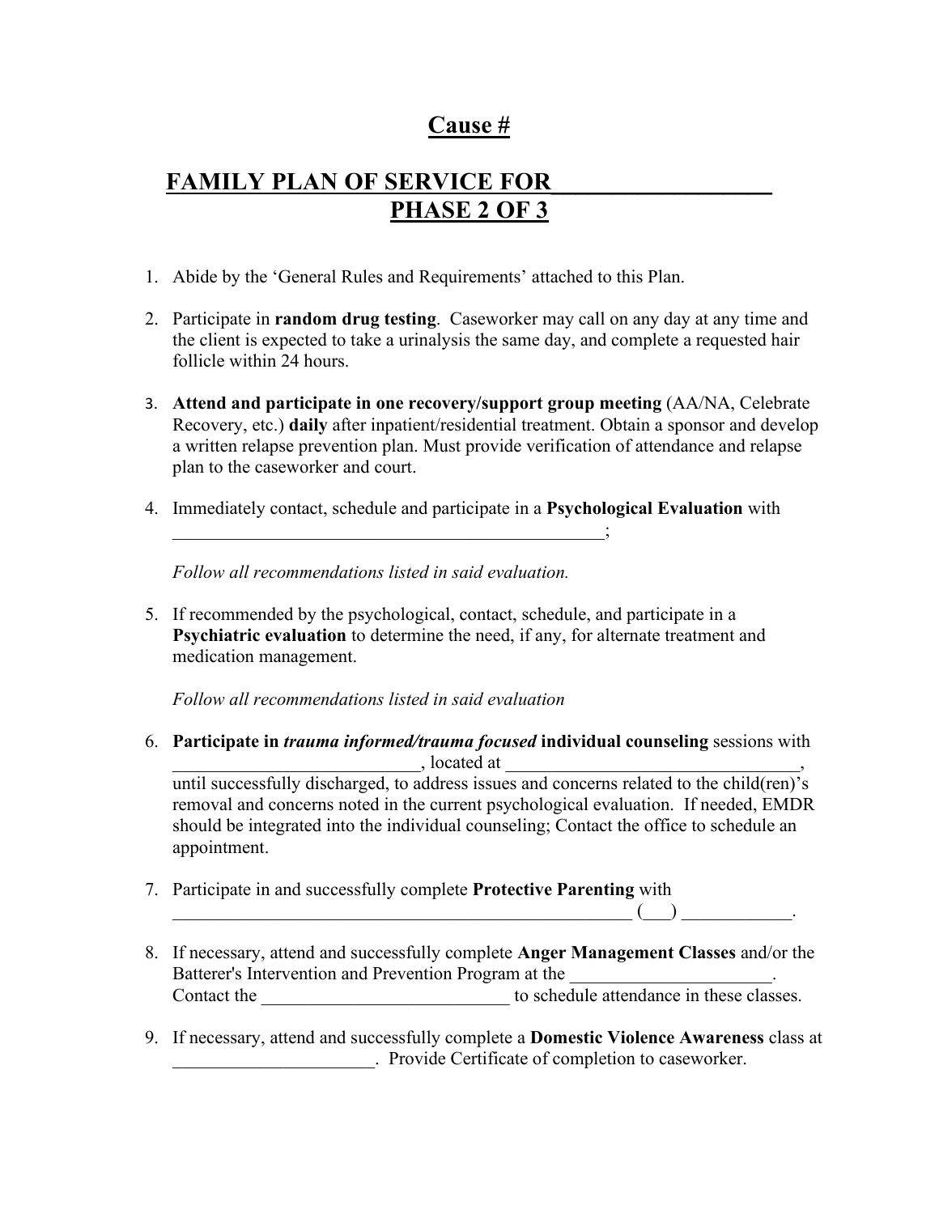# Cause #

# FAMILY PLAN OF SERVICE FOR___________________
# PHASE 2 OF 3

1. Abide by the 'General Rules and Requirements' attached to this Plan.

2. Participate in **random drug testing**. Caseworker may call on any day at any time and the client is expected to take a urinalysis the same day, and complete a requested hair follicle within 24 hours.

3. **Attend and participate in one recovery/support group meeting** (AA/NA, Celebrate Recovery, etc.) **daily** after inpatient/residential treatment. Obtain a sponsor and develop a written relapse prevention plan. Must provide verification of attendance and relapse plan to the caseworker and court.

4. Immediately contact, schedule and participate in a **Psychological Evaluation** with _________________________________________________;

   *Follow all recommendations listed in said evaluation.*

5. If recommended by the psychological, contact, schedule, and participate in a **Psychiatric evaluation** to determine the need, if any, for alternate treatment and medication management.

   *Follow all recommendations listed in said evaluation*

6. **Participate in *trauma informed/trauma focused* individual counseling** sessions with ___________________________, located at ________________________________, until successfully discharged, to address issues and concerns related to the child(ren)'s removal and concerns noted in the current psychological evaluation. If needed, EMDR should be integrated into the individual counseling; Contact the office to schedule an appointment.

7. Participate in and successfully complete **Protective Parenting** with _____________________________________________________ (___) ____________.

8. If necessary, attend and successfully complete **Anger Management Classes** and/or the Batterer's Intervention and Prevention Program at the ______________________. Contact the ___________________________ to schedule attendance in these classes.

9. If necessary, attend and successfully complete a **Domestic Violence Awareness** class at ______________________. Provide Certificate of completion to caseworker.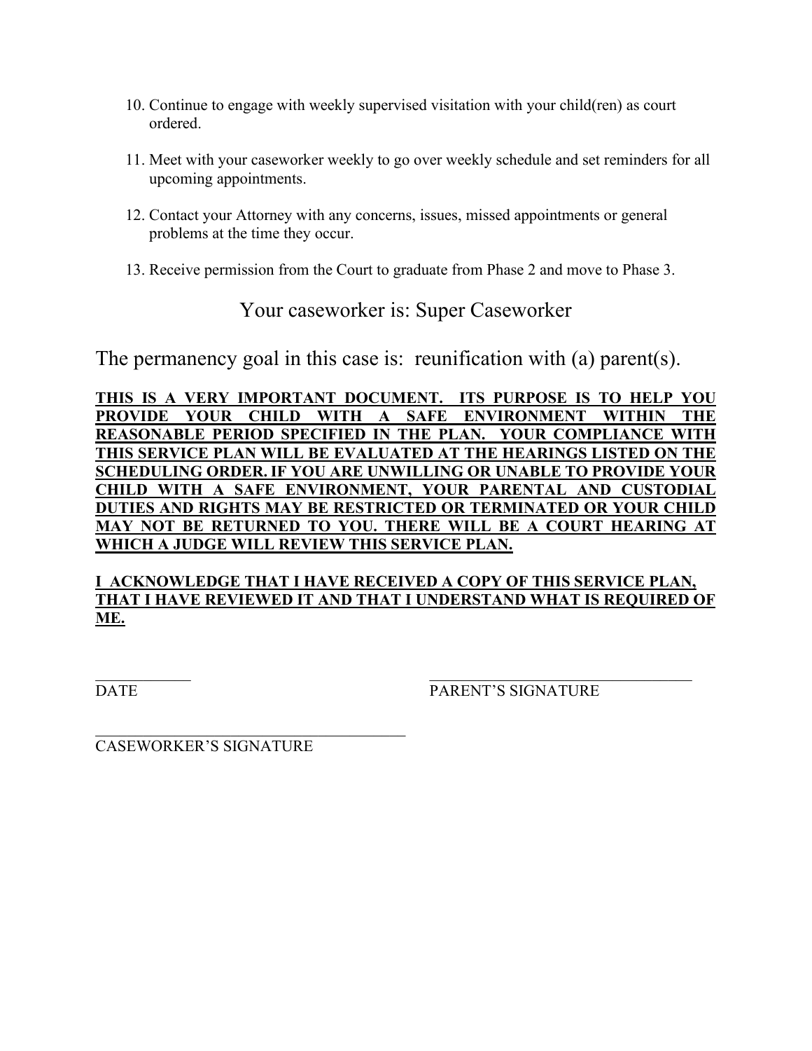10. Continue to engage with weekly supervised visitation with your child(ren) as court ordered.

11. Meet with your caseworker weekly to go over weekly schedule and set reminders for all upcoming appointments.

12. Contact your Attorney with any concerns, issues, missed appointments or general problems at the time they occur.

13. Receive permission from the Court to graduate from Phase 2 and move to Phase 3.

Your caseworker is: Super Caseworker

The permanency goal in this case is: reunification with (a) parent(s).

**THIS IS A VERY IMPORTANT DOCUMENT. ITS PURPOSE IS TO HELP YOU PROVIDE YOUR CHILD WITH A SAFE ENVIRONMENT WITHIN THE REASONABLE PERIOD SPECIFIED IN THE PLAN. YOUR COMPLIANCE WITH THIS SERVICE PLAN WILL BE EVALUATED AT THE HEARINGS LISTED ON THE SCHEDULING ORDER. IF YOU ARE UNWILLING OR UNABLE TO PROVIDE YOUR CHILD WITH A SAFE ENVIRONMENT, YOUR PARENTAL AND CUSTODIAL DUTIES AND RIGHTS MAY BE RESTRICTED OR TERMINATED OR YOUR CHILD MAY NOT BE RETURNED TO YOU. THERE WILL BE A COURT HEARING AT WHICH A JUDGE WILL REVIEW THIS SERVICE PLAN.**

**I ACKNOWLEDGE THAT I HAVE RECEIVED A COPY OF THIS SERVICE PLAN, THAT I HAVE REVIEWED IT AND THAT I UNDERSTAND WHAT IS REQUIRED OF ME.**

____________ ______________________________

DATE PARENT'S SIGNATURE

______________________________

CASEWORKER'S SIGNATURE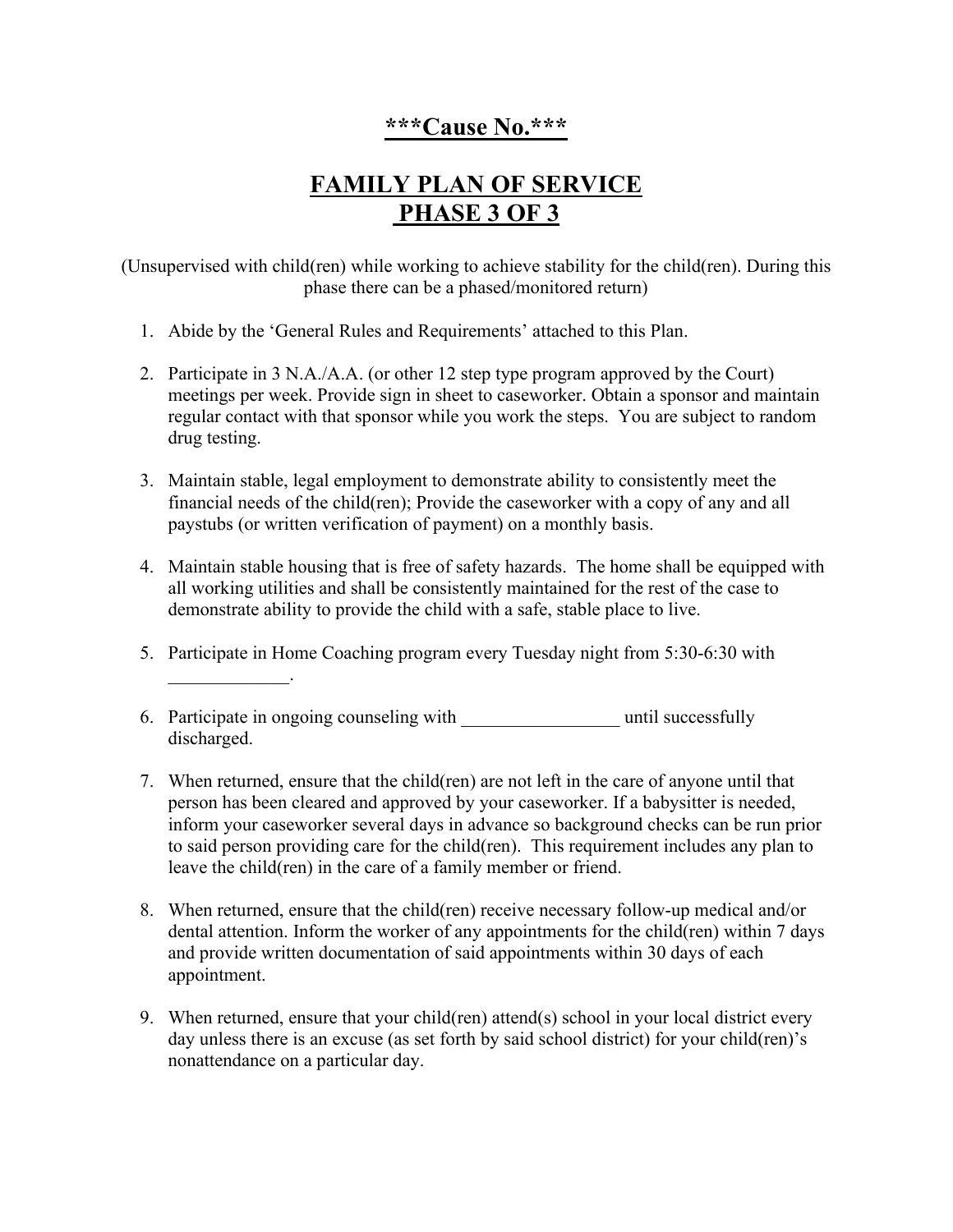# ***Cause No.***

# FAMILY PLAN OF SERVICE
# PHASE 3 OF 3

(Unsupervised with child(ren) while working to achieve stability for the child(ren). During this phase there can be a phased/monitored return)

1. Abide by the 'General Rules and Requirements' attached to this Plan.

2. Participate in 3 N.A./A.A. (or other 12 step type program approved by the Court) meetings per week. Provide sign in sheet to caseworker. Obtain a sponsor and maintain regular contact with that sponsor while you work the steps. You are subject to random drug testing.

3. Maintain stable, legal employment to demonstrate ability to consistently meet the financial needs of the child(ren); Provide the caseworker with a copy of any and all paystubs (or written verification of payment) on a monthly basis.

4. Maintain stable housing that is free of safety hazards. The home shall be equipped with all working utilities and shall be consistently maintained for the rest of the case to demonstrate ability to provide the child with a safe, stable place to live.

5. Participate in Home Coaching program every Tuesday night from 5:30-6:30 with _____________.

6. Participate in ongoing counseling with _________________ until successfully discharged.

7. When returned, ensure that the child(ren) are not left in the care of anyone until that person has been cleared and approved by your caseworker. If a babysitter is needed, inform your caseworker several days in advance so background checks can be run prior to said person providing care for the child(ren). This requirement includes any plan to leave the child(ren) in the care of a family member or friend.

8. When returned, ensure that the child(ren) receive necessary follow-up medical and/or dental attention. Inform the worker of any appointments for the child(ren) within 7 days and provide written documentation of said appointments within 30 days of each appointment.

9. When returned, ensure that your child(ren) attend(s) school in your local district every day unless there is an excuse (as set forth by said school district) for your child(ren)'s nonattendance on a particular day.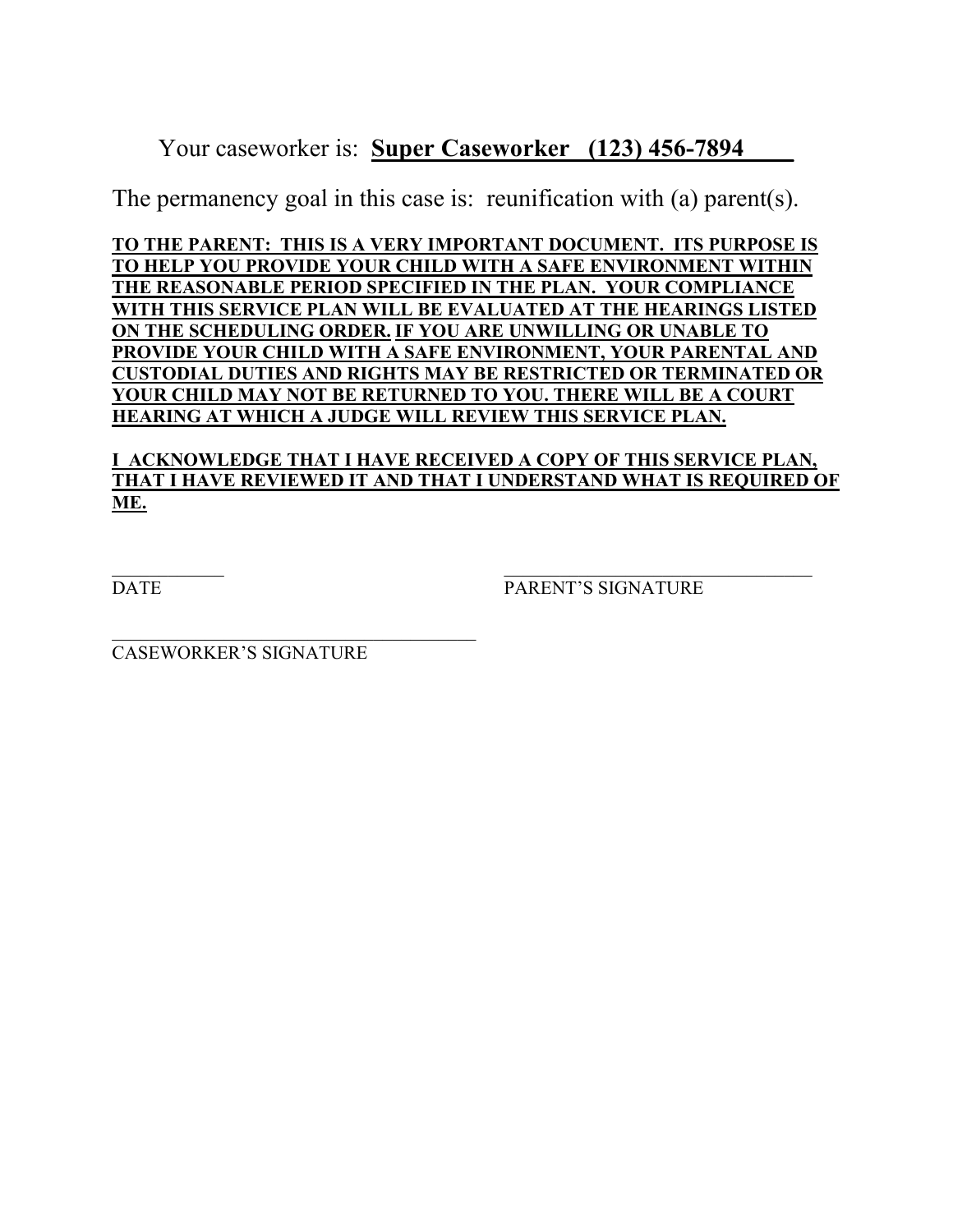Your caseworker is: **Super Caseworker (123) 456-7894**

The permanency goal in this case is: reunification with (a) parent(s).

**TO THE PARENT: THIS IS A VERY IMPORTANT DOCUMENT. ITS PURPOSE IS TO HELP YOU PROVIDE YOUR CHILD WITH A SAFE ENVIRONMENT WITHIN THE REASONABLE PERIOD SPECIFIED IN THE PLAN. YOUR COMPLIANCE WITH THIS SERVICE PLAN WILL BE EVALUATED AT THE HEARINGS LISTED ON THE SCHEDULING ORDER. IF YOU ARE UNWILLING OR UNABLE TO PROVIDE YOUR CHILD WITH A SAFE ENVIRONMENT, YOUR PARENTAL AND CUSTODIAL DUTIES AND RIGHTS MAY BE RESTRICTED OR TERMINATED OR YOUR CHILD MAY NOT BE RETURNED TO YOU. THERE WILL BE A COURT HEARING AT WHICH A JUDGE WILL REVIEW THIS SERVICE PLAN.**

**I ACKNOWLEDGE THAT I HAVE RECEIVED A COPY OF THIS SERVICE PLAN, THAT I HAVE REVIEWED IT AND THAT I UNDERSTAND WHAT IS REQUIRED OF ME.**

____________ DATE

________________________________ PARENT'S SIGNATURE

______________________________________ CASEWORKER'S SIGNATURE